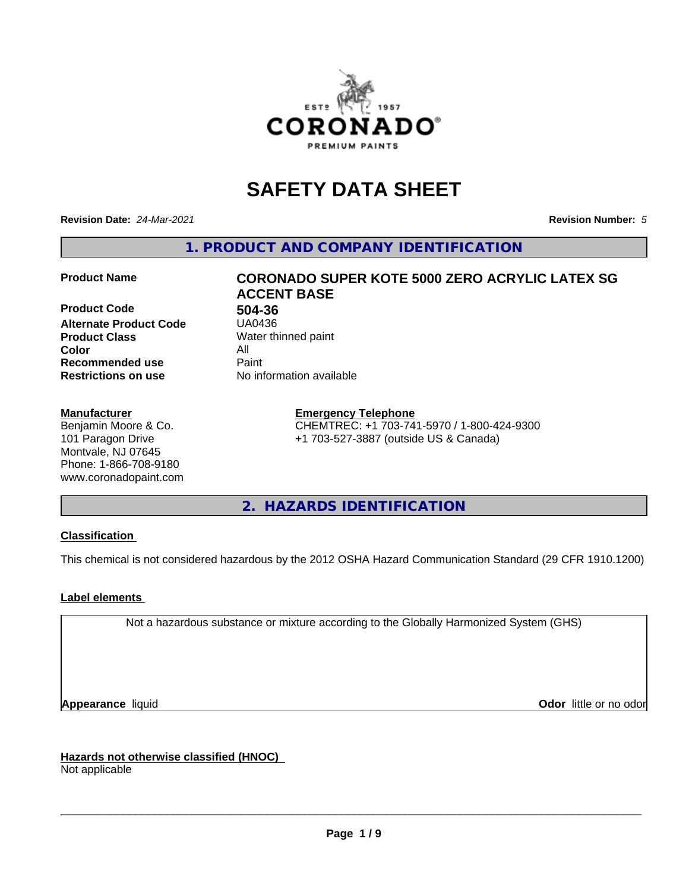# SAFETY DATA SHEET

**Revision Date:** *24-Mar-2021*

**Revision Number:** *5*

## 1. PRODUCT AND COMPANY IDENTIFICATION

| | |
|---|---|
| **Product Name** | **CORONADO SUPER KOTE 5000 ZERO ACRYLIC LATEX SG ACCENT BASE** |
| **Product Code** | **504-36** |
| **Alternate Product Code** | UA0436 |
| **Product Class** | Water thinned paint |
| **Color** | All |
| **Recommended use** | Paint |
| **Restrictions on use** | No information available |

**Manufacturer**
Benjamin Moore & Co.
101 Paragon Drive
Montvale, NJ 07645
Phone: 1-866-708-9180
www.coronadopaint.com

**Emergency Telephone**
CHEMTREC: +1 703-741-5970 / 1-800-424-9300
+1 703-527-3887 (outside US & Canada)

## 2. HAZARDS IDENTIFICATION

**Classification**

This chemical is not considered hazardous by the 2012 OSHA Hazard Communication Standard (29 CFR 1910.1200)

**Label elements**

Not a hazardous substance or mixture according to the Globally Harmonized System (GHS)

**Appearance** liquid

**Odor** little or no odor

**Hazards not otherwise classified (HNOC)**
Not applicable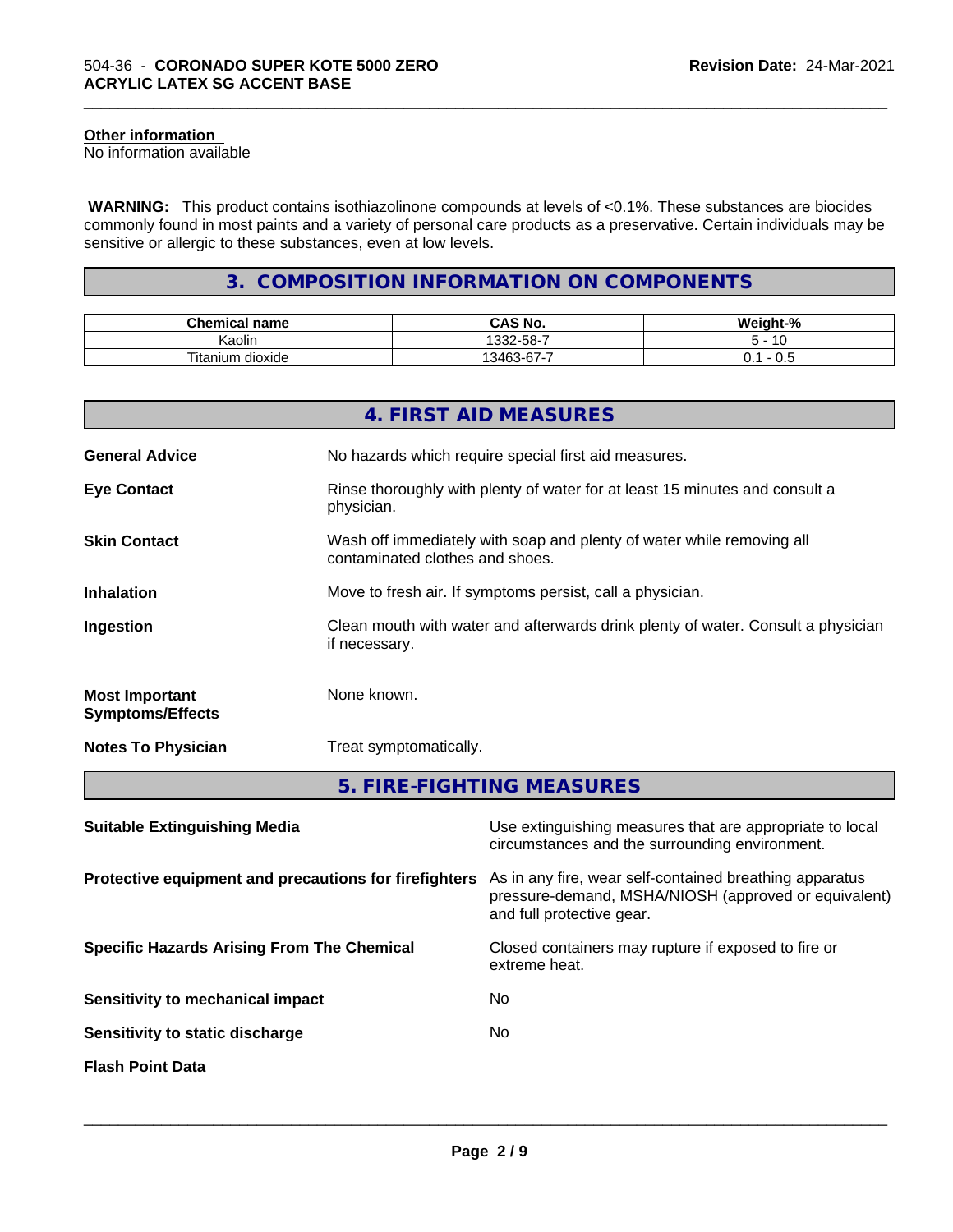**Other information**
No information available

**WARNING:** This product contains isothiazolinone compounds at levels of <0.1%. These substances are biocides commonly found in most paints and a variety of personal care products as a preservative. Certain individuals may be sensitive or allergic to these substances, even at low levels.

## 3. COMPOSITION INFORMATION ON COMPONENTS

| Chemical name | CAS No. | Weight-% |
| --- | --- | --- |
| Kaolin | 1332-58-7 | 5 - 10 |
| Titanium dioxide | 13463-67-7 | 0.1 - 0.5 |

## 4. FIRST AID MEASURES

**General Advice** No hazards which require special first aid measures.

**Eye Contact** Rinse thoroughly with plenty of water for at least 15 minutes and consult a physician.

**Skin Contact** Wash off immediately with soap and plenty of water while removing all contaminated clothes and shoes.

**Inhalation** Move to fresh air. If symptoms persist, call a physician.

**Ingestion** Clean mouth with water and afterwards drink plenty of water. Consult a physician if necessary.

**Most Important Symptoms/Effects** None known.

**Notes To Physician** Treat symptomatically.

## 5. FIRE-FIGHTING MEASURES

**Suitable Extinguishing Media** Use extinguishing measures that are appropriate to local circumstances and the surrounding environment.

**Protective equipment and precautions for firefighters** As in any fire, wear self-contained breathing apparatus pressure-demand, MSHA/NIOSH (approved or equivalent) and full protective gear.

**Specific Hazards Arising From The Chemical** Closed containers may rupture if exposed to fire or extreme heat.

**Sensitivity to mechanical impact** No

**Sensitivity to static discharge** No

**Flash Point Data**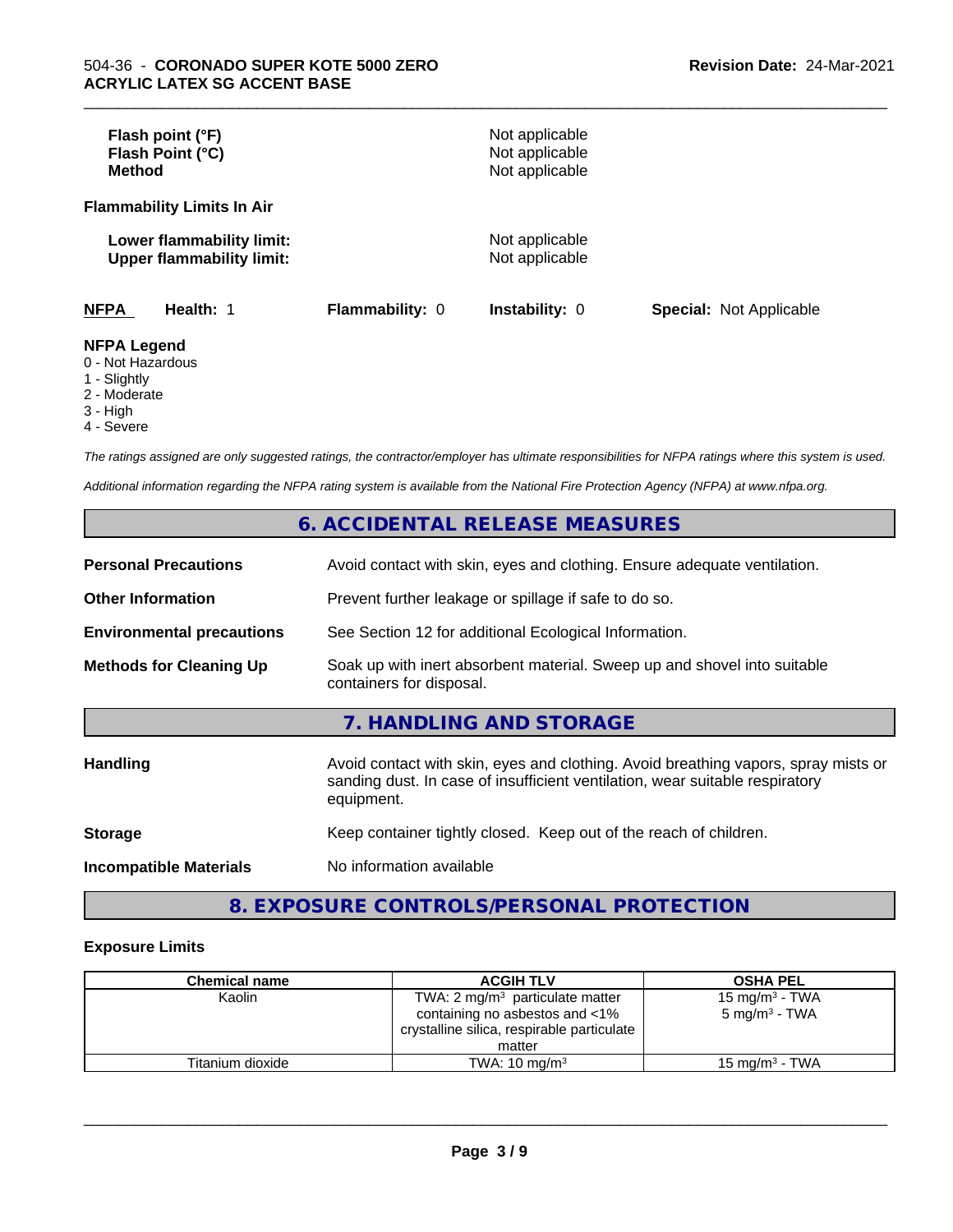| | |
|---|---|
| **Flash point (°F)** | Not applicable |
| **Flash Point (°C)** | Not applicable |
| **Method** | Not applicable |

**Flammability Limits In Air**

| | |
|---|---|
| **Lower flammability limit:** | Not applicable |
| **Upper flammability limit:** | Not applicable |

| **NFPA** | **Health:** 1 | **Flammability:** 0 | **Instability:** 0 | **Special:** Not Applicable |
|---|---|---|---|---|

**NFPA Legend**
- 0 - Not Hazardous
- 1 - Slightly
- 2 - Moderate
- 3 - High
- 4 - Severe

*The ratings assigned are only suggested ratings, the contractor/employer has ultimate responsibilities for NFPA ratings where this system is used.*

*Additional information regarding the NFPA rating system is available from the National Fire Protection Agency (NFPA) at www.nfpa.org.*

## 6. ACCIDENTAL RELEASE MEASURES

| | |
|---|---|
| **Personal Precautions** | Avoid contact with skin, eyes and clothing. Ensure adequate ventilation. |
| **Other Information** | Prevent further leakage or spillage if safe to do so. |
| **Environmental precautions** | See Section 12 for additional Ecological Information. |
| **Methods for Cleaning Up** | Soak up with inert absorbent material. Sweep up and shovel into suitable containers for disposal. |

## 7. HANDLING AND STORAGE

| | |
|---|---|
| **Handling** | Avoid contact with skin, eyes and clothing. Avoid breathing vapors, spray mists or sanding dust. In case of insufficient ventilation, wear suitable respiratory equipment. |
| **Storage** | Keep container tightly closed. Keep out of the reach of children. |
| **Incompatible Materials** | No information available |

## 8. EXPOSURE CONTROLS/PERSONAL PROTECTION

**Exposure Limits**

| Chemical name | ACGIH TLV | OSHA PEL |
|---|---|---|
| Kaolin | TWA: 2 mg/m³ particulate matter containing no asbestos and <1% crystalline silica, respirable particulate matter | 15 mg/m³ - TWA<br>5 mg/m³ - TWA |
| Titanium dioxide | TWA: 10 mg/m³ | 15 mg/m³ - TWA |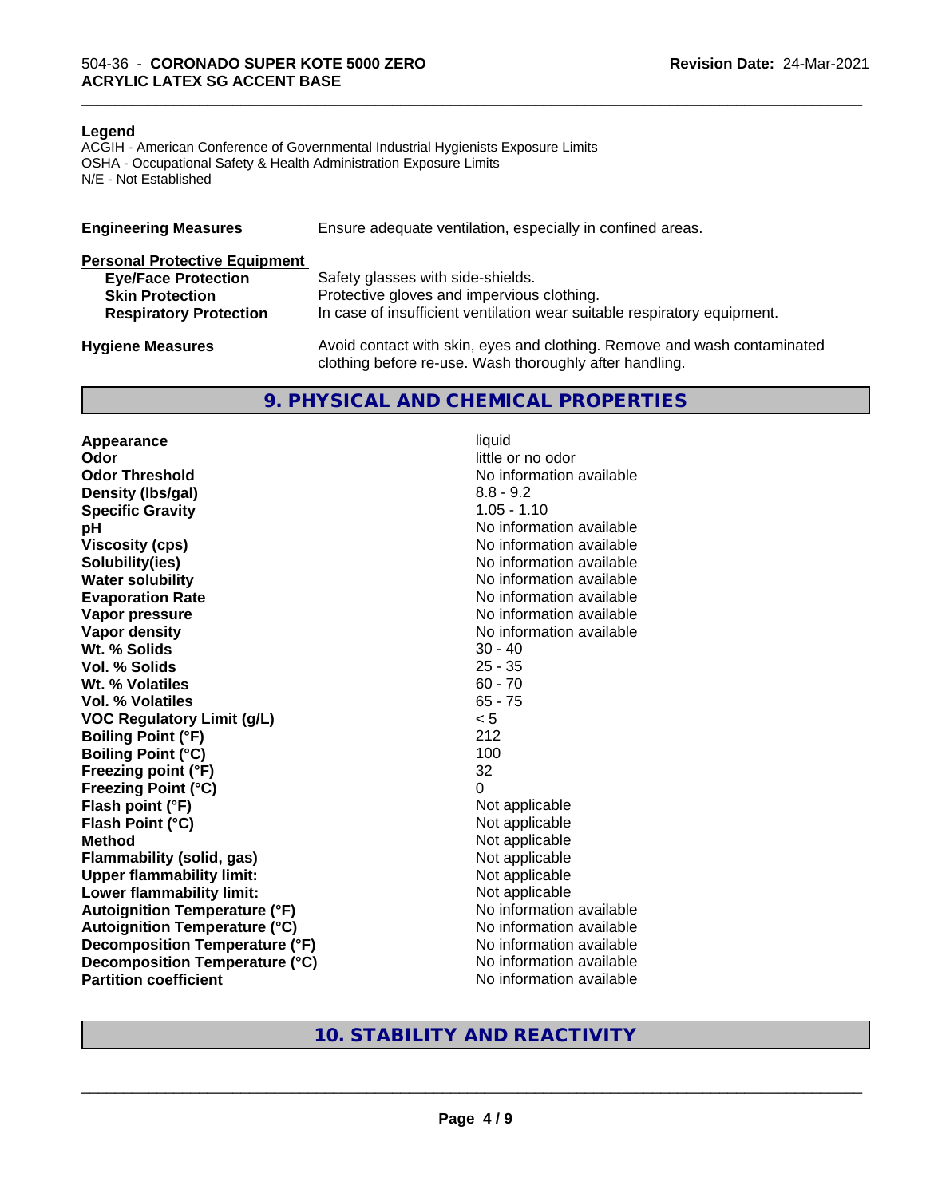**Legend**

ACGIH - American Conference of Governmental Industrial Hygienists Exposure Limits
OSHA - Occupational Safety & Health Administration Exposure Limits
N/E - Not Established

**Engineering Measures** Ensure adequate ventilation, especially in confined areas.

**Personal Protective Equipment**

| | |
|---|---|
| **Eye/Face Protection** | Safety glasses with side-shields. |
| **Skin Protection** | Protective gloves and impervious clothing. |
| **Respiratory Protection** | In case of insufficient ventilation wear suitable respiratory equipment. |

**Hygiene Measures** Avoid contact with skin, eyes and clothing. Remove and wash contaminated clothing before re-use. Wash thoroughly after handling.

## 9. PHYSICAL AND CHEMICAL PROPERTIES

| | |
|---|---|
| **Appearance** | liquid |
| **Odor** | little or no odor |
| **Odor Threshold** | No information available |
| **Density (lbs/gal)** | 8.8 - 9.2 |
| **Specific Gravity** | 1.05 - 1.10 |
| **pH** | No information available |
| **Viscosity (cps)** | No information available |
| **Solubility(ies)** | No information available |
| **Water solubility** | No information available |
| **Evaporation Rate** | No information available |
| **Vapor pressure** | No information available |
| **Vapor density** | No information available |
| **Wt. % Solids** | 30 - 40 |
| **Vol. % Solids** | 25 - 35 |
| **Wt. % Volatiles** | 60 - 70 |
| **Vol. % Volatiles** | 65 - 75 |
| **VOC Regulatory Limit (g/L)** | < 5 |
| **Boiling Point (°F)** | 212 |
| **Boiling Point (°C)** | 100 |
| **Freezing point (°F)** | 32 |
| **Freezing Point (°C)** | 0 |
| **Flash point (°F)** | Not applicable |
| **Flash Point (°C)** | Not applicable |
| **Method** | Not applicable |
| **Flammability (solid, gas)** | Not applicable |
| **Upper flammability limit:** | Not applicable |
| **Lower flammability limit:** | Not applicable |
| **Autoignition Temperature (°F)** | No information available |
| **Autoignition Temperature (°C)** | No information available |
| **Decomposition Temperature (°F)** | No information available |
| **Decomposition Temperature (°C)** | No information available |
| **Partition coefficient** | No information available |

## 10. STABILITY AND REACTIVITY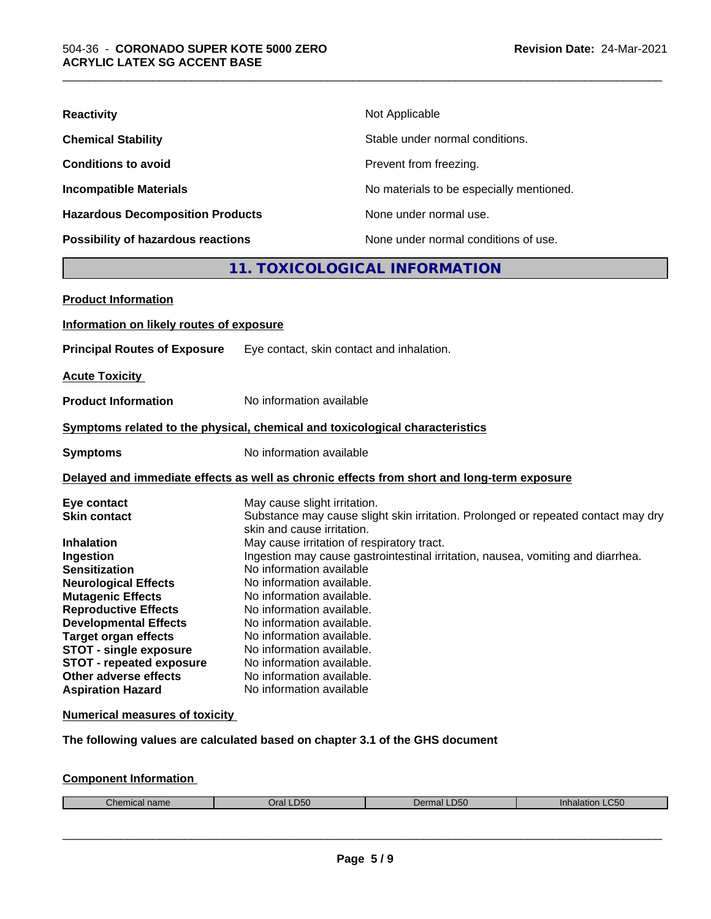| | |
|---|---|
| **Reactivity** | Not Applicable |
| **Chemical Stability** | Stable under normal conditions. |
| **Conditions to avoid** | Prevent from freezing. |
| **Incompatible Materials** | No materials to be especially mentioned. |
| **Hazardous Decomposition Products** | None under normal use. |
| **Possibility of hazardous reactions** | None under normal conditions of use. |

## 11. TOXICOLOGICAL INFORMATION

**Product Information**

**Information on likely routes of exposure**

**Principal Routes of Exposure** Eye contact, skin contact and inhalation.

**Acute Toxicity**

**Product Information** No information available

**Symptoms related to the physical, chemical and toxicological characteristics**

**Symptoms** No information available

**Delayed and immediate effects as well as chronic effects from short and long-term exposure**

| | |
|---|---|
| **Eye contact** | May cause slight irritation. |
| **Skin contact** | Substance may cause slight skin irritation. Prolonged or repeated contact may dry skin and cause irritation. |
| **Inhalation** | May cause irritation of respiratory tract. |
| **Ingestion** | Ingestion may cause gastrointestinal irritation, nausea, vomiting and diarrhea. |
| **Sensitization** | No information available |
| **Neurological Effects** | No information available. |
| **Mutagenic Effects** | No information available. |
| **Reproductive Effects** | No information available. |
| **Developmental Effects** | No information available. |
| **Target organ effects** | No information available. |
| **STOT - single exposure** | No information available. |
| **STOT - repeated exposure** | No information available. |
| **Other adverse effects** | No information available. |
| **Aspiration Hazard** | No information available |

**Numerical measures of toxicity**

**The following values are calculated based on chapter 3.1 of the GHS document**

**Component Information**

| Chemical name | Oral LD50 | Dermal LD50 | Inhalation LC50 |
|---|---|---|---|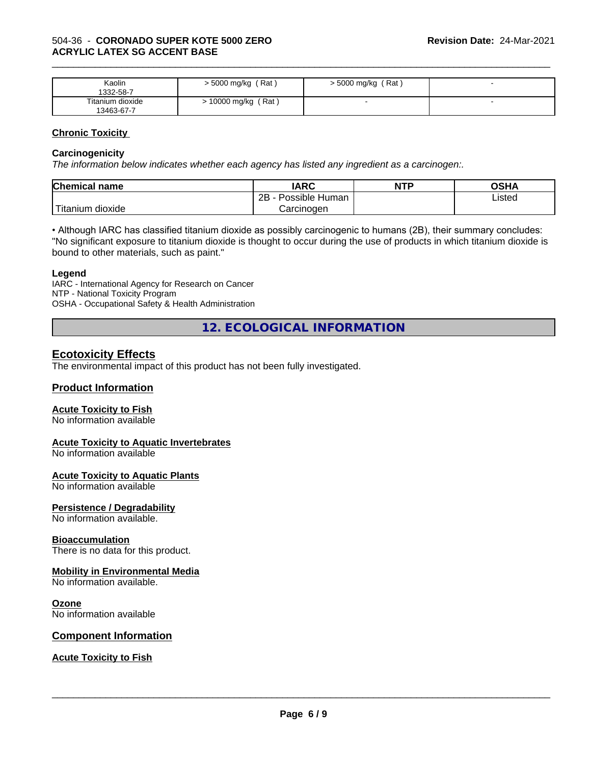| Kaolin<br>1332-58-7 | > 5000 mg/kg ( Rat ) | > 5000 mg/kg ( Rat ) | - |
|---|---|---|---|
| Titanium dioxide<br>13463-67-7 | > 10000 mg/kg ( Rat ) | - | - |

### Chronic Toxicity

#### Carcinogenicity

*The information below indicates whether each agency has listed any ingredient as a carcinogen:.*

| Chemical name | IARC | NTP | OSHA |
|---|---|---|---|
| Titanium dioxide | 2B - Possible Human Carcinogen | | Listed |

• Although IARC has classified titanium dioxide as possibly carcinogenic to humans (2B), their summary concludes: "No significant exposure to titanium dioxide is thought to occur during the use of products in which titanium dioxide is bound to other materials, such as paint."

#### Legend

IARC - International Agency for Research on Cancer
NTP - National Toxicity Program
OSHA - Occupational Safety & Health Administration

## 12. ECOLOGICAL INFORMATION

### Ecotoxicity Effects

The environmental impact of this product has not been fully investigated.

### Product Information

#### Acute Toxicity to Fish

No information available

#### Acute Toxicity to Aquatic Invertebrates

No information available

#### Acute Toxicity to Aquatic Plants

No information available

#### Persistence / Degradability

No information available.

#### Bioaccumulation

There is no data for this product.

#### Mobility in Environmental Media

No information available.

#### Ozone

No information available

### Component Information

#### Acute Toxicity to Fish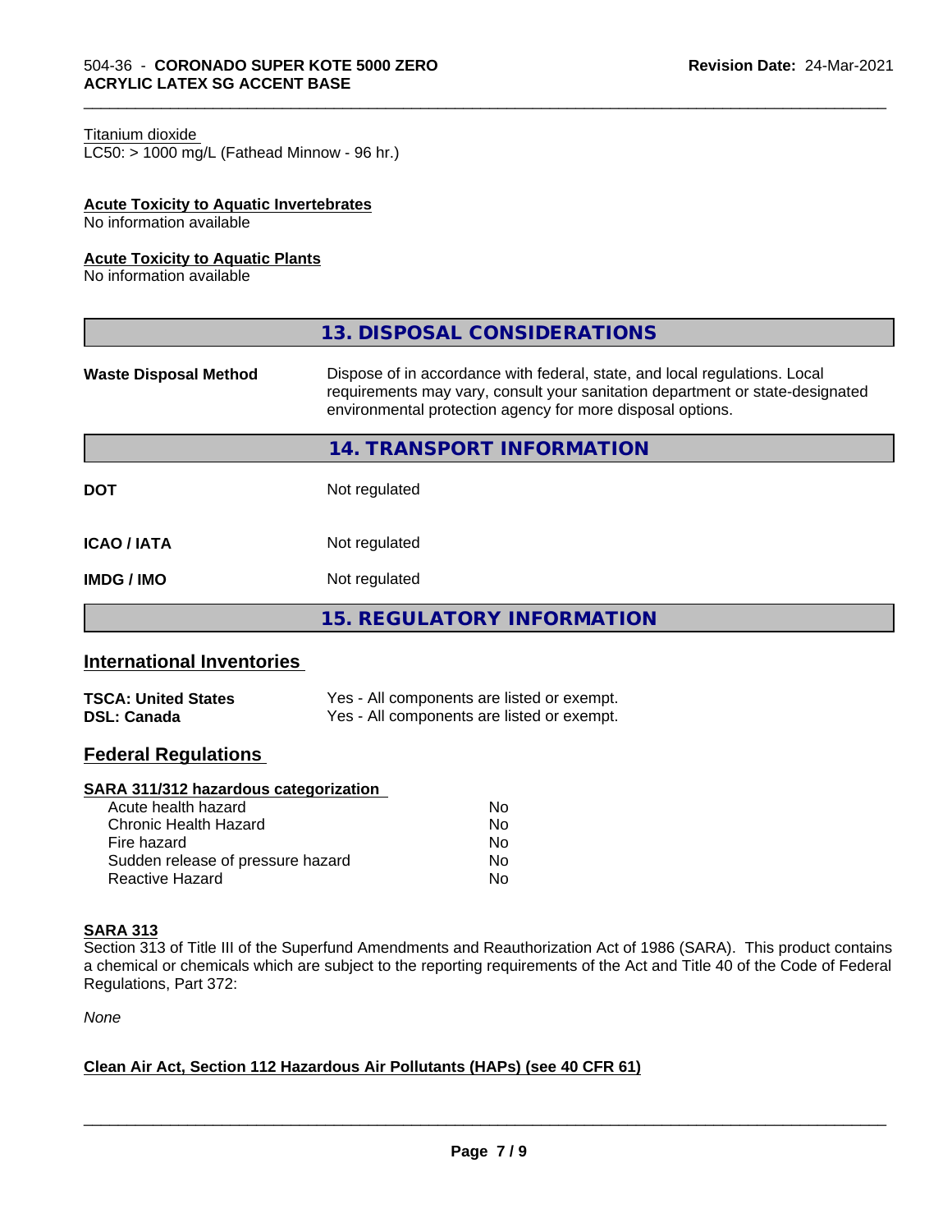Titanium dioxide
LC50: > 1000 mg/L (Fathead Minnow - 96 hr.)

**Acute Toxicity to Aquatic Invertebrates**
No information available

**Acute Toxicity to Aquatic Plants**
No information available

## 13. DISPOSAL CONSIDERATIONS

| | |
|---|---|
| **Waste Disposal Method** | Dispose of in accordance with federal, state, and local regulations. Local requirements may vary, consult your sanitation department or state-designated environmental protection agency for more disposal options. |

## 14. TRANSPORT INFORMATION

| | |
|---|---|
| **DOT** | Not regulated |
| **ICAO / IATA** | Not regulated |
| **IMDG / IMO** | Not regulated |

## 15. REGULATORY INFORMATION

### International Inventories

| | |
|---|---|
| **TSCA: United States** | Yes - All components are listed or exempt. |
| **DSL: Canada** | Yes - All components are listed or exempt. |

### Federal Regulations

**SARA 311/312 hazardous categorization**

| | |
|---|---|
| Acute health hazard | No |
| Chronic Health Hazard | No |
| Fire hazard | No |
| Sudden release of pressure hazard | No |
| Reactive Hazard | No |

**SARA 313**
Section 313 of Title III of the Superfund Amendments and Reauthorization Act of 1986 (SARA). This product contains a chemical or chemicals which are subject to the reporting requirements of the Act and Title 40 of the Code of Federal Regulations, Part 372:

*None*

**Clean Air Act, Section 112 Hazardous Air Pollutants (HAPs) (see 40 CFR 61)**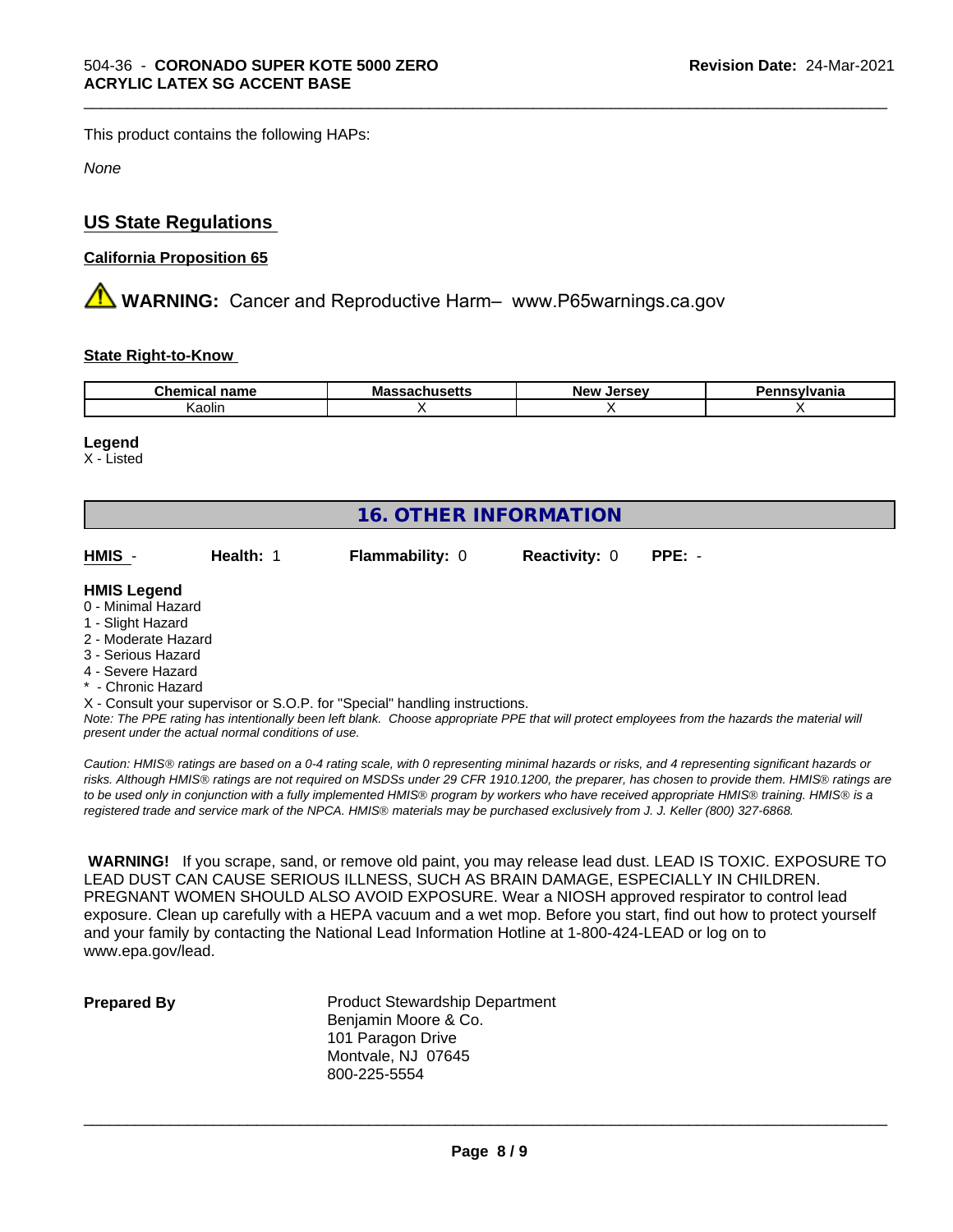This product contains the following HAPs:

*None*

## US State Regulations

### California Proposition 65

⚠ **WARNING:** Cancer and Reproductive Harm– www.P65warnings.ca.gov

### State Right-to-Know

| Chemical name | Massachusetts | New Jersey | Pennsylvania |
| --- | --- | --- | --- |
| Kaolin | X | X | X |

**Legend**
X - Listed

## 16. OTHER INFORMATION

| HMIS - | Health: 1 | Flammability: 0 | Reactivity: 0 | PPE: - |
| --- | --- | --- | --- | --- |

**HMIS Legend**
0 - Minimal Hazard
1 - Slight Hazard
2 - Moderate Hazard
3 - Serious Hazard
4 - Severe Hazard
* - Chronic Hazard
X - Consult your supervisor or S.O.P. for "Special" handling instructions.

*Note: The PPE rating has intentionally been left blank. Choose appropriate PPE that will protect employees from the hazards the material will present under the actual normal conditions of use.*

*Caution: HMIS® ratings are based on a 0-4 rating scale, with 0 representing minimal hazards or risks, and 4 representing significant hazards or risks. Although HMIS® ratings are not required on MSDSs under 29 CFR 1910.1200, the preparer, has chosen to provide them. HMIS® ratings are to be used only in conjunction with a fully implemented HMIS® program by workers who have received appropriate HMIS® training. HMIS® is a registered trade and service mark of the NPCA. HMIS® materials may be purchased exclusively from J. J. Keller (800) 327-6868.*

**WARNING!** If you scrape, sand, or remove old paint, you may release lead dust. LEAD IS TOXIC. EXPOSURE TO LEAD DUST CAN CAUSE SERIOUS ILLNESS, SUCH AS BRAIN DAMAGE, ESPECIALLY IN CHILDREN. PREGNANT WOMEN SHOULD ALSO AVOID EXPOSURE. Wear a NIOSH approved respirator to control lead exposure. Clean up carefully with a HEPA vacuum and a wet mop. Before you start, find out how to protect yourself and your family by contacting the National Lead Information Hotline at 1-800-424-LEAD or log on to www.epa.gov/lead.

**Prepared By**
Product Stewardship Department
Benjamin Moore & Co.
101 Paragon Drive
Montvale, NJ 07645
800-225-5554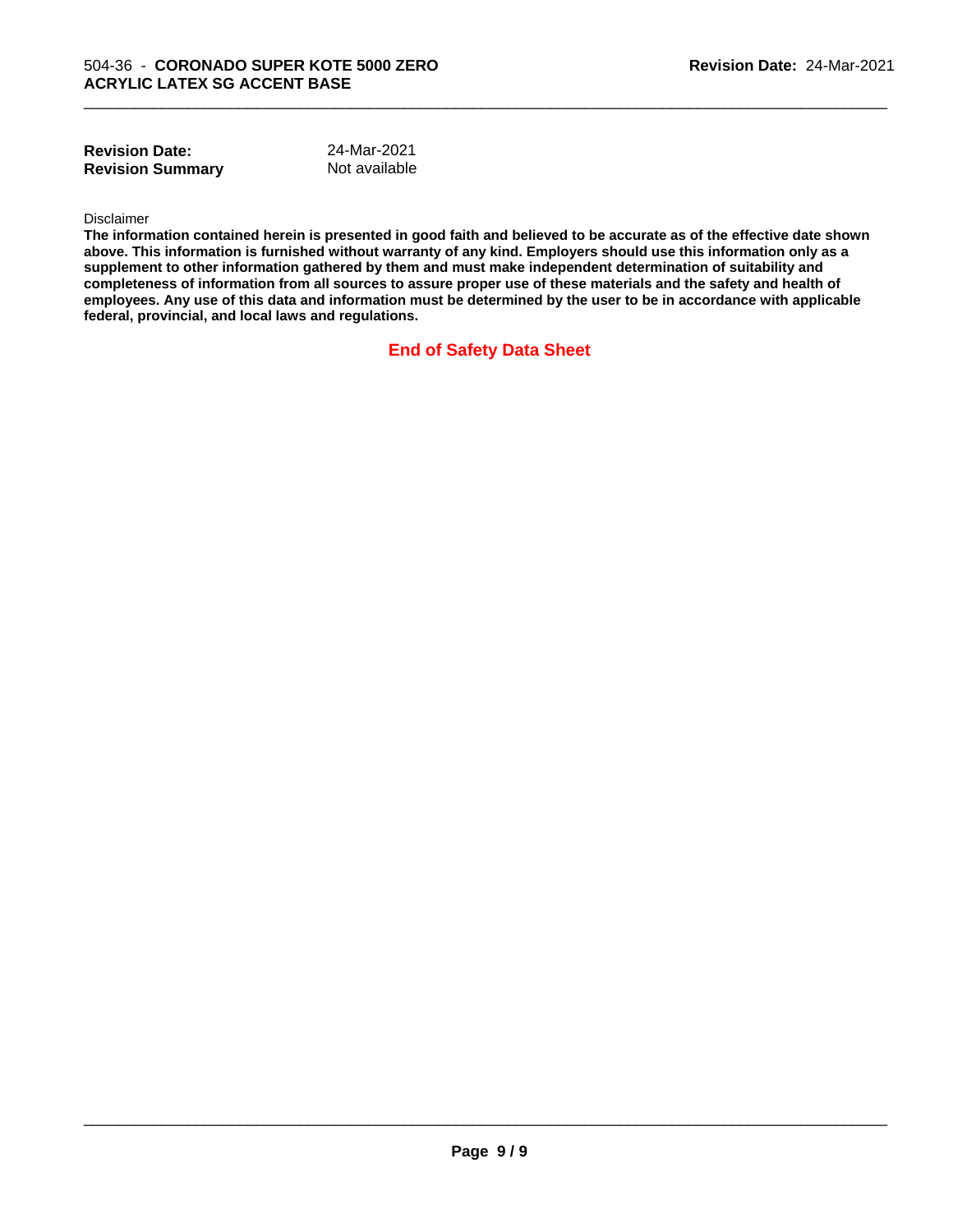| | |
|---|---|
| **Revision Date:** | 24-Mar-2021 |
| **Revision Summary** | Not available |

Disclaimer

**The information contained herein is presented in good faith and believed to be accurate as of the effective date shown above. This information is furnished without warranty of any kind. Employers should use this information only as a supplement to other information gathered by them and must make independent determination of suitability and completeness of information from all sources to assure proper use of these materials and the safety and health of employees. Any use of this data and information must be determined by the user to be in accordance with applicable federal, provincial, and local laws and regulations.**

**End of Safety Data Sheet**